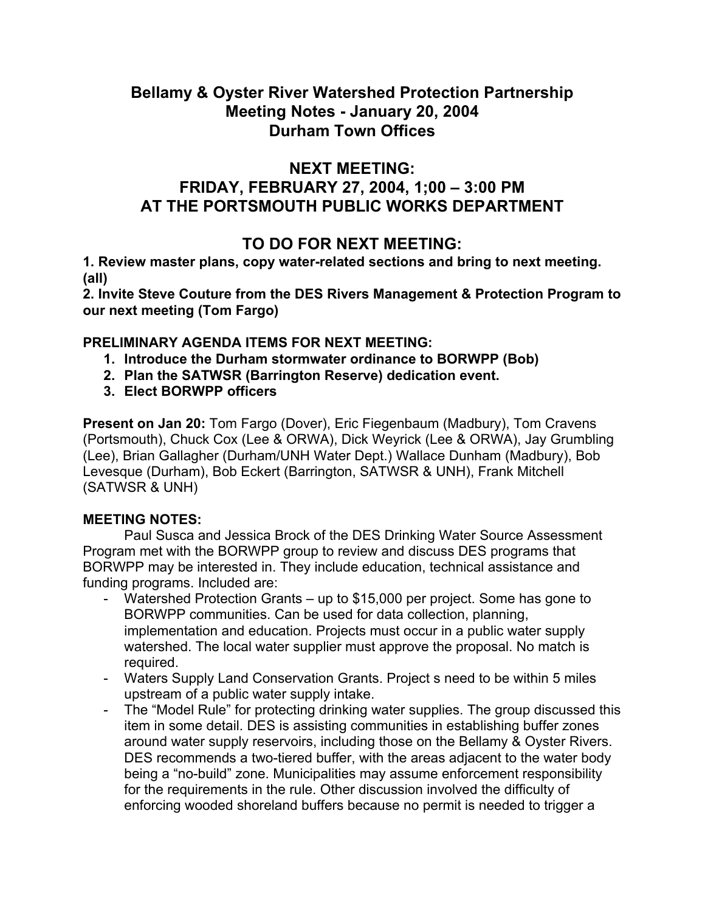# Bellamy & Oyster River Watershed Protection Partnership
## Meeting Notes - January 20, 2004
## Durham Town Offices

## NEXT MEETING:
## FRIDAY, FEBRUARY 27, 2004, 1;00 – 3:00 PM
## AT THE PORTSMOUTH PUBLIC WORKS DEPARTMENT

## TO DO FOR NEXT MEETING:

**1. Review master plans, copy water-related sections and bring to next meeting. (all)**

**2. Invite Steve Couture from the DES Rivers Management & Protection Program to our next meeting (Tom Fargo)**

**PRELIMINARY AGENDA ITEMS FOR NEXT MEETING:**

1. **Introduce the Durham stormwater ordinance to BORWPP (Bob)**
2. **Plan the SATWSR (Barrington Reserve) dedication event.**
3. **Elect BORWPP officers**

**Present on Jan 20:** Tom Fargo (Dover), Eric Fiegenbaum (Madbury), Tom Cravens (Portsmouth), Chuck Cox (Lee & ORWA), Dick Weyrick (Lee & ORWA), Jay Grumbling (Lee), Brian Gallagher (Durham/UNH Water Dept.) Wallace Dunham (Madbury), Bob Levesque (Durham), Bob Eckert (Barrington, SATWSR & UNH), Frank Mitchell (SATWSR & UNH)

**MEETING NOTES:**

Paul Susca and Jessica Brock of the DES Drinking Water Source Assessment Program met with the BORWPP group to review and discuss DES programs that BORWPP may be interested in. They include education, technical assistance and funding programs. Included are:

- Watershed Protection Grants – up to $15,000 per project. Some has gone to BORWPP communities. Can be used for data collection, planning, implementation and education. Projects must occur in a public water supply watershed. The local water supplier must approve the proposal. No match is required.
- Waters Supply Land Conservation Grants. Project s need to be within 5 miles upstream of a public water supply intake.
- The "Model Rule" for protecting drinking water supplies. The group discussed this item in some detail. DES is assisting communities in establishing buffer zones around water supply reservoirs, including those on the Bellamy & Oyster Rivers. DES recommends a two-tiered buffer, with the areas adjacent to the water body being a "no-build" zone. Municipalities may assume enforcement responsibility for the requirements in the rule. Other discussion involved the difficulty of enforcing wooded shoreland buffers because no permit is needed to trigger a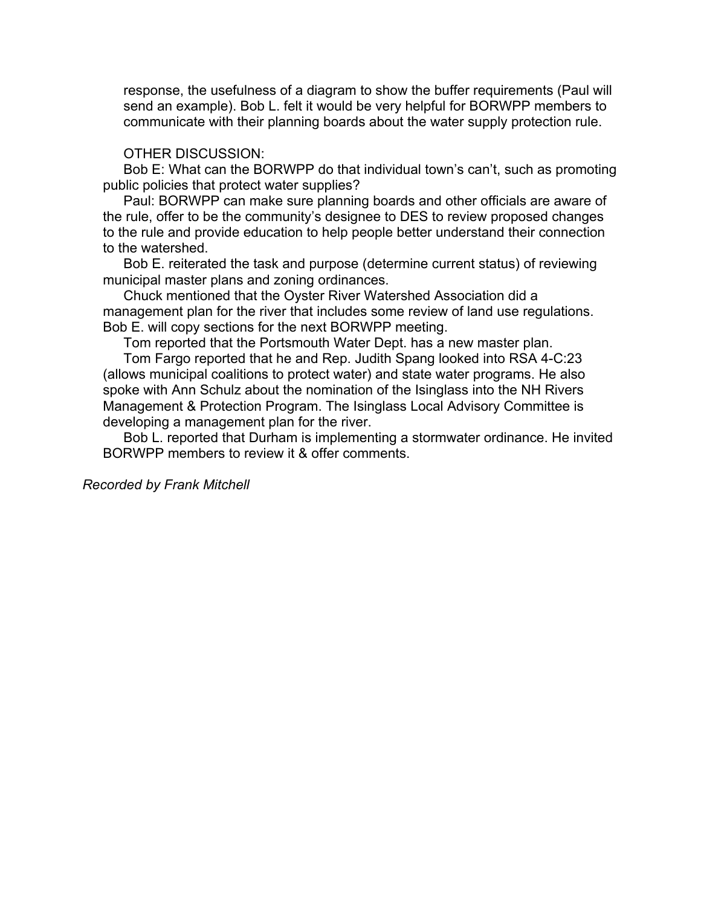response, the usefulness of a diagram to show the buffer requirements (Paul will send an example). Bob L. felt it would be very helpful for BORWPP members to communicate with their planning boards about the water supply protection rule.

OTHER DISCUSSION:

Bob E: What can the BORWPP do that individual town's can't, such as promoting public policies that protect water supplies?

Paul: BORWPP can make sure planning boards and other officials are aware of the rule, offer to be the community's designee to DES to review proposed changes to the rule and provide education to help people better understand their connection to the watershed.

Bob E. reiterated the task and purpose (determine current status) of reviewing municipal master plans and zoning ordinances.

Chuck mentioned that the Oyster River Watershed Association did a management plan for the river that includes some review of land use regulations. Bob E. will copy sections for the next BORWPP meeting.

Tom reported that the Portsmouth Water Dept. has a new master plan.

Tom Fargo reported that he and Rep. Judith Spang looked into RSA 4-C:23 (allows municipal coalitions to protect water) and state water programs. He also spoke with Ann Schulz about the nomination of the Isinglass into the NH Rivers Management & Protection Program. The Isinglass Local Advisory Committee is developing a management plan for the river.

Bob L. reported that Durham is implementing a stormwater ordinance. He invited BORWPP members to review it & offer comments.

*Recorded by Frank Mitchell*